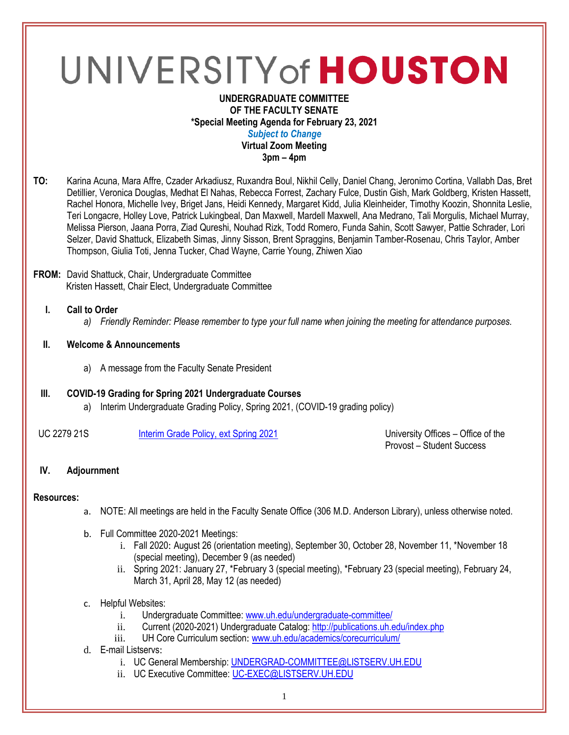# UNIVERSITY of HOUSTON

**UNDERGRADUATE COMMITTEE**
**OF THE FACULTY SENATE**
**\*Special Meeting Agenda for February 23, 2021**
***Subject to Change***
**Virtual Zoom Meeting**
**3pm – 4pm**

**TO:** Karina Acuna, Mara Affre, Czader Arkadiusz, Ruxandra Boul, Nikhil Celly, Daniel Chang, Jeronimo Cortina, Vallabh Das, Bret Detillier, Veronica Douglas, Medhat El Nahas, Rebecca Forrest, Zachary Fulce, Dustin Gish, Mark Goldberg, Kristen Hassett, Rachel Honora, Michelle Ivey, Briget Jans, Heidi Kennedy, Margaret Kidd, Julia Kleinheider, Timothy Koozin, Shonnita Leslie, Teri Longacre, Holley Love, Patrick Lukingbeal, Dan Maxwell, Mardell Maxwell, Ana Medrano, Tali Morgulis, Michael Murray, Melissa Pierson, Jaana Porra, Ziad Qureshi, Nouhad Rizk, Todd Romero, Funda Sahin, Scott Sawyer, Pattie Schrader, Lori Selzer, David Shattuck, Elizabeth Simas, Jinny Sisson, Brent Spraggins, Benjamin Tamber-Rosenau, Chris Taylor, Amber Thompson, Giulia Toti, Jenna Tucker, Chad Wayne, Carrie Young, Zhiwen Xiao

**FROM:** David Shattuck, Chair, Undergraduate Committee
Kristen Hassett, Chair Elect, Undergraduate Committee

**I. Call to Order**
   a) *Friendly Reminder: Please remember to type your full name when joining the meeting for attendance purposes.*

**II. Welcome & Announcements**
   a) A message from the Faculty Senate President

**III. COVID-19 Grading for Spring 2021 Undergraduate Courses**
   a) Interim Undergraduate Grading Policy, Spring 2021, (COVID-19 grading policy)

| | | |
|---|---|---|
| UC 2279 21S | Interim Grade Policy, ext Spring 2021 | University Offices – Office of the Provost – Student Success |

**IV. Adjournment**

**Resources:**

a. NOTE: All meetings are held in the Faculty Senate Office (306 M.D. Anderson Library), unless otherwise noted.

b. Full Committee 2020-2021 Meetings:
   i. Fall 2020: August 26 (orientation meeting), September 30, October 28, November 11, \*November 18 (special meeting), December 9 (as needed)
   ii. Spring 2021: January 27, \*February 3 (special meeting), \*February 23 (special meeting), February 24, March 31, April 28, May 12 (as needed)

c. Helpful Websites:
   i. Undergraduate Committee: www.uh.edu/undergraduate-committee/
   ii. Current (2020-2021) Undergraduate Catalog: http://publications.uh.edu/index.php
   iii. UH Core Curriculum section: www.uh.edu/academics/corecurriculum/

d. E-mail Listservs:
   i. UC General Membership: UNDERGRAD-COMMITTEE@LISTSERV.UH.EDU
   ii. UC Executive Committee: UC-EXEC@LISTSERV.UH.EDU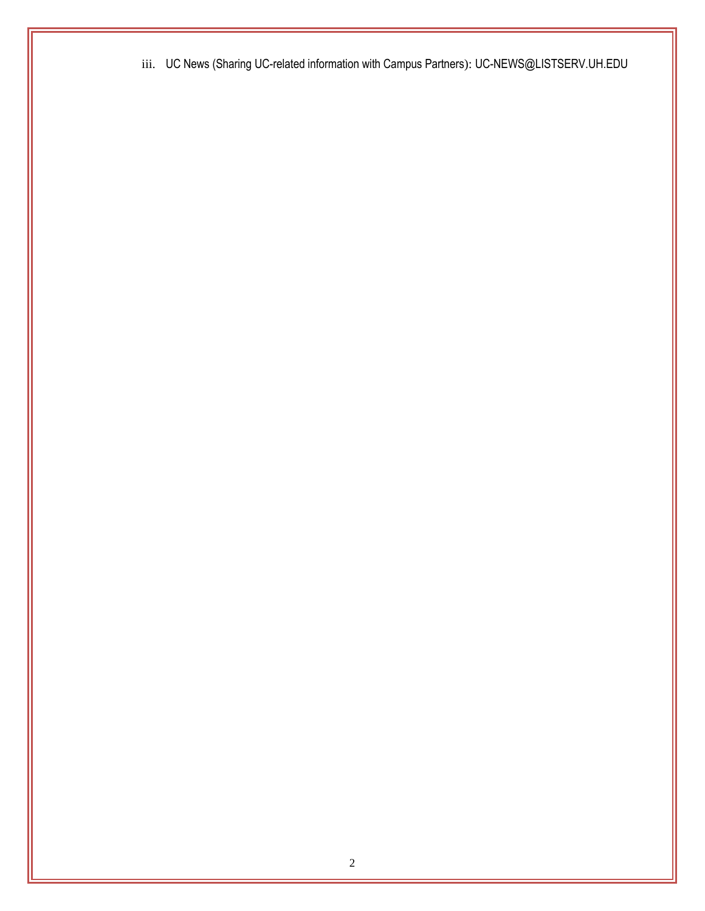iii. UC News (Sharing UC-related information with Campus Partners): UC-NEWS@LISTSERV.UH.EDU